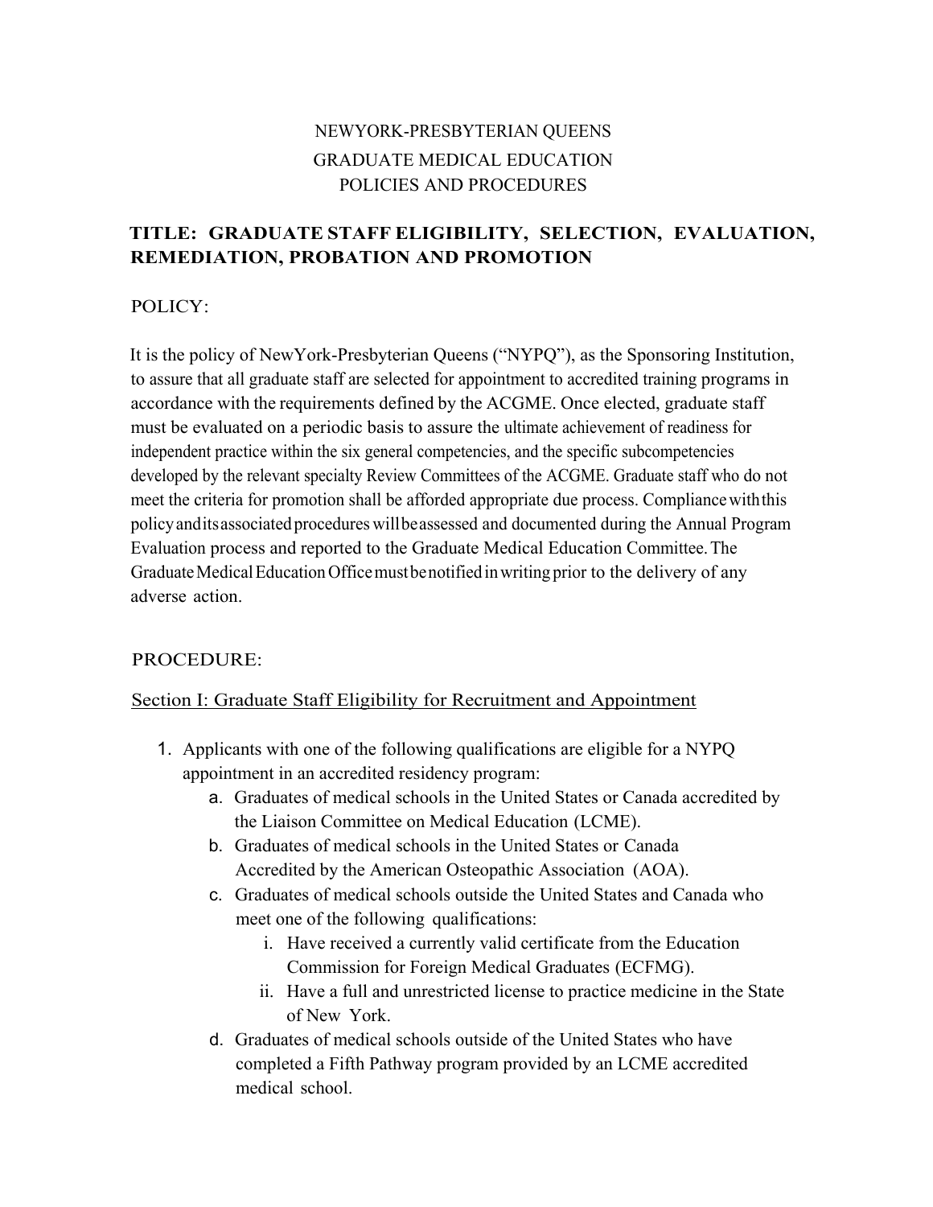NEWYORK-PRESBYTERIAN QUEENS

GRADUATE MEDICAL EDUCATION

POLICIES AND PROCEDURES

# TITLE: GRADUATE STAFF ELIGIBILITY, SELECTION, EVALUATION, REMEDIATION, PROBATION AND PROMOTION

POLICY:

It is the policy of NewYork-Presbyterian Queens ("NYPQ"), as the Sponsoring Institution, to assure that all graduate staff are selected for appointment to accredited training programs in accordance with the requirements defined by the ACGME. Once elected, graduate staff must be evaluated on a periodic basis to assure the ultimate achievement of readiness for independent practice within the six general competencies, and the specific subcompetencies developed by the relevant specialty Review Committees of the ACGME. Graduate staff who do not meet the criteria for promotion shall be afforded appropriate due process. Compliance with this policy and its associated procedures will be assessed and documented during the Annual Program Evaluation process and reported to the Graduate Medical Education Committee. The Graduate Medical Education Office must be notified in writing prior to the delivery of any adverse action.

PROCEDURE:

## Section I: Graduate Staff Eligibility for Recruitment and Appointment

1. Applicants with one of the following qualifications are eligible for a NYPQ appointment in an accredited residency program:
   a. Graduates of medical schools in the United States or Canada accredited by the Liaison Committee on Medical Education (LCME).
   b. Graduates of medical schools in the United States or Canada Accredited by the American Osteopathic Association (AOA).
   c. Graduates of medical schools outside the United States and Canada who meet one of the following qualifications:
      i. Have received a currently valid certificate from the Education Commission for Foreign Medical Graduates (ECFMG).
      ii. Have a full and unrestricted license to practice medicine in the State of New York.
   d. Graduates of medical schools outside of the United States who have completed a Fifth Pathway program provided by an LCME accredited medical school.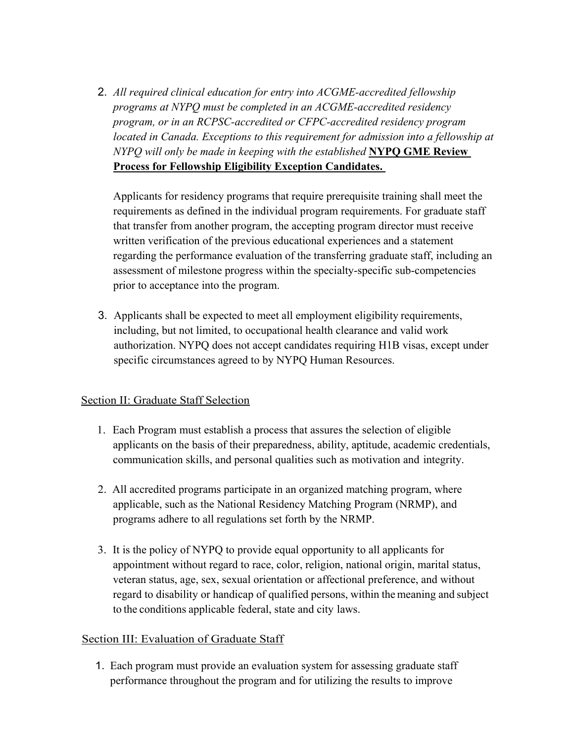2. *All required clinical education for entry into ACGME-accredited fellowship programs at NYPQ must be completed in an ACGME-accredited residency program, or in an RCPSC-accredited or CFPC-accredited residency program located in Canada. Exceptions to this requirement for admission into a fellowship at NYPQ will only be made in keeping with the established* **NYPQ GME Review Process for Fellowship Eligibility Exception Candidates.**

   Applicants for residency programs that require prerequisite training shall meet the requirements as defined in the individual program requirements. For graduate staff that transfer from another program, the accepting program director must receive written verification of the previous educational experiences and a statement regarding the performance evaluation of the transferring graduate staff, including an assessment of milestone progress within the specialty-specific sub-competencies prior to acceptance into the program.

3. Applicants shall be expected to meet all employment eligibility requirements, including, but not limited, to occupational health clearance and valid work authorization. NYPQ does not accept candidates requiring H1B visas, except under specific circumstances agreed to by NYPQ Human Resources.

## Section II: Graduate Staff Selection

1. Each Program must establish a process that assures the selection of eligible applicants on the basis of their preparedness, ability, aptitude, academic credentials, communication skills, and personal qualities such as motivation and integrity.

2. All accredited programs participate in an organized matching program, where applicable, such as the National Residency Matching Program (NRMP), and programs adhere to all regulations set forth by the NRMP.

3. It is the policy of NYPQ to provide equal opportunity to all applicants for appointment without regard to race, color, religion, national origin, marital status, veteran status, age, sex, sexual orientation or affectional preference, and without regard to disability or handicap of qualified persons, within the meaning and subject to the conditions applicable federal, state and city laws.

## Section III: Evaluation of Graduate Staff

1. Each program must provide an evaluation system for assessing graduate staff performance throughout the program and for utilizing the results to improve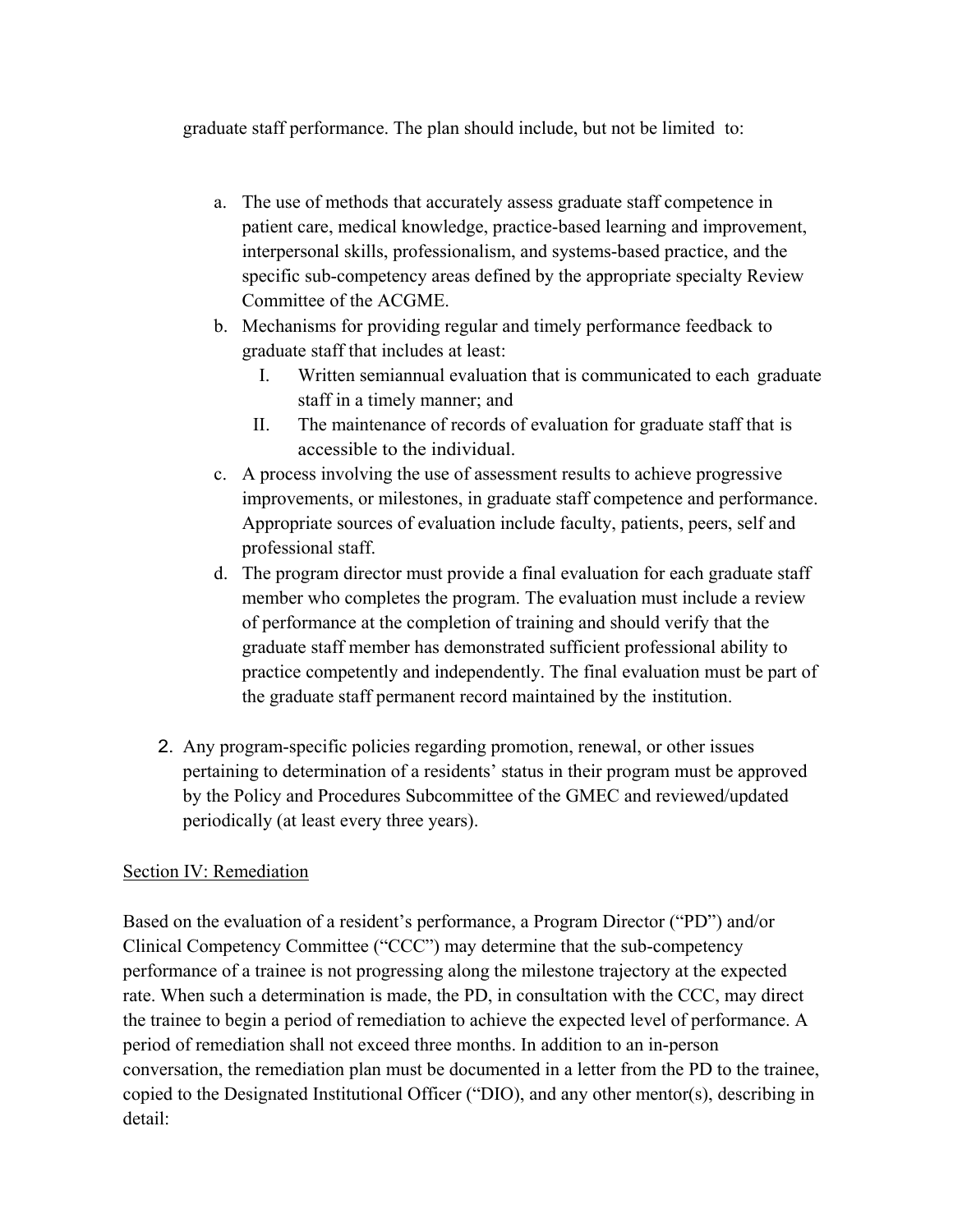graduate staff performance. The plan should include, but not be limited to:

a. The use of methods that accurately assess graduate staff competence in patient care, medical knowledge, practice-based learning and improvement, interpersonal skills, professionalism, and systems-based practice, and the specific sub-competency areas defined by the appropriate specialty Review Committee of the ACGME.
b. Mechanisms for providing regular and timely performance feedback to graduate staff that includes at least:
   I. Written semiannual evaluation that is communicated to each graduate staff in a timely manner; and
   II. The maintenance of records of evaluation for graduate staff that is accessible to the individual.
c. A process involving the use of assessment results to achieve progressive improvements, or milestones, in graduate staff competence and performance. Appropriate sources of evaluation include faculty, patients, peers, self and professional staff.
d. The program director must provide a final evaluation for each graduate staff member who completes the program. The evaluation must include a review of performance at the completion of training and should verify that the graduate staff member has demonstrated sufficient professional ability to practice competently and independently. The final evaluation must be part of the graduate staff permanent record maintained by the institution.

2. Any program-specific policies regarding promotion, renewal, or other issues pertaining to determination of a residents' status in their program must be approved by the Policy and Procedures Subcommittee of the GMEC and reviewed/updated periodically (at least every three years).

## Section IV: Remediation

Based on the evaluation of a resident's performance, a Program Director ("PD") and/or Clinical Competency Committee ("CCC") may determine that the sub-competency performance of a trainee is not progressing along the milestone trajectory at the expected rate. When such a determination is made, the PD, in consultation with the CCC, may direct the trainee to begin a period of remediation to achieve the expected level of performance. A period of remediation shall not exceed three months. In addition to an in-person conversation, the remediation plan must be documented in a letter from the PD to the trainee, copied to the Designated Institutional Officer ("DIO), and any other mentor(s), describing in detail: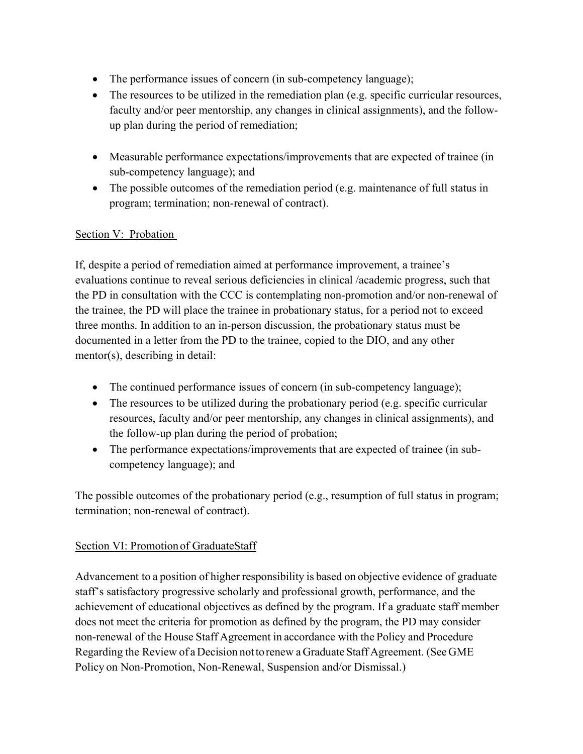- The performance issues of concern (in sub-competency language);
- The resources to be utilized in the remediation plan (e.g. specific curricular resources, faculty and/or peer mentorship, any changes in clinical assignments), and the follow-up plan during the period of remediation;

- Measurable performance expectations/improvements that are expected of trainee (in sub-competency language); and
- The possible outcomes of the remediation period (e.g. maintenance of full status in program; termination; non-renewal of contract).

## Section V: Probation

If, despite a period of remediation aimed at performance improvement, a trainee's evaluations continue to reveal serious deficiencies in clinical /academic progress, such that the PD in consultation with the CCC is contemplating non-promotion and/or non-renewal of the trainee, the PD will place the trainee in probationary status, for a period not to exceed three months. In addition to an in-person discussion, the probationary status must be documented in a letter from the PD to the trainee, copied to the DIO, and any other mentor(s), describing in detail:

- The continued performance issues of concern (in sub-competency language);
- The resources to be utilized during the probationary period (e.g. specific curricular resources, faculty and/or peer mentorship, any changes in clinical assignments), and the follow-up plan during the period of probation;
- The performance expectations/improvements that are expected of trainee (in sub-competency language); and

The possible outcomes of the probationary period (e.g., resumption of full status in program; termination; non-renewal of contract).

## Section VI: Promotion of GraduateStaff

Advancement to a position of higher responsibility is based on objective evidence of graduate staff's satisfactory progressive scholarly and professional growth, performance, and the achievement of educational objectives as defined by the program. If a graduate staff member does not meet the criteria for promotion as defined by the program, the PD may consider non-renewal of the House Staff Agreement in accordance with the Policy and Procedure Regarding the Review of a Decision not to renew a Graduate Staff Agreement. (See GME Policy on Non-Promotion, Non-Renewal, Suspension and/or Dismissal.)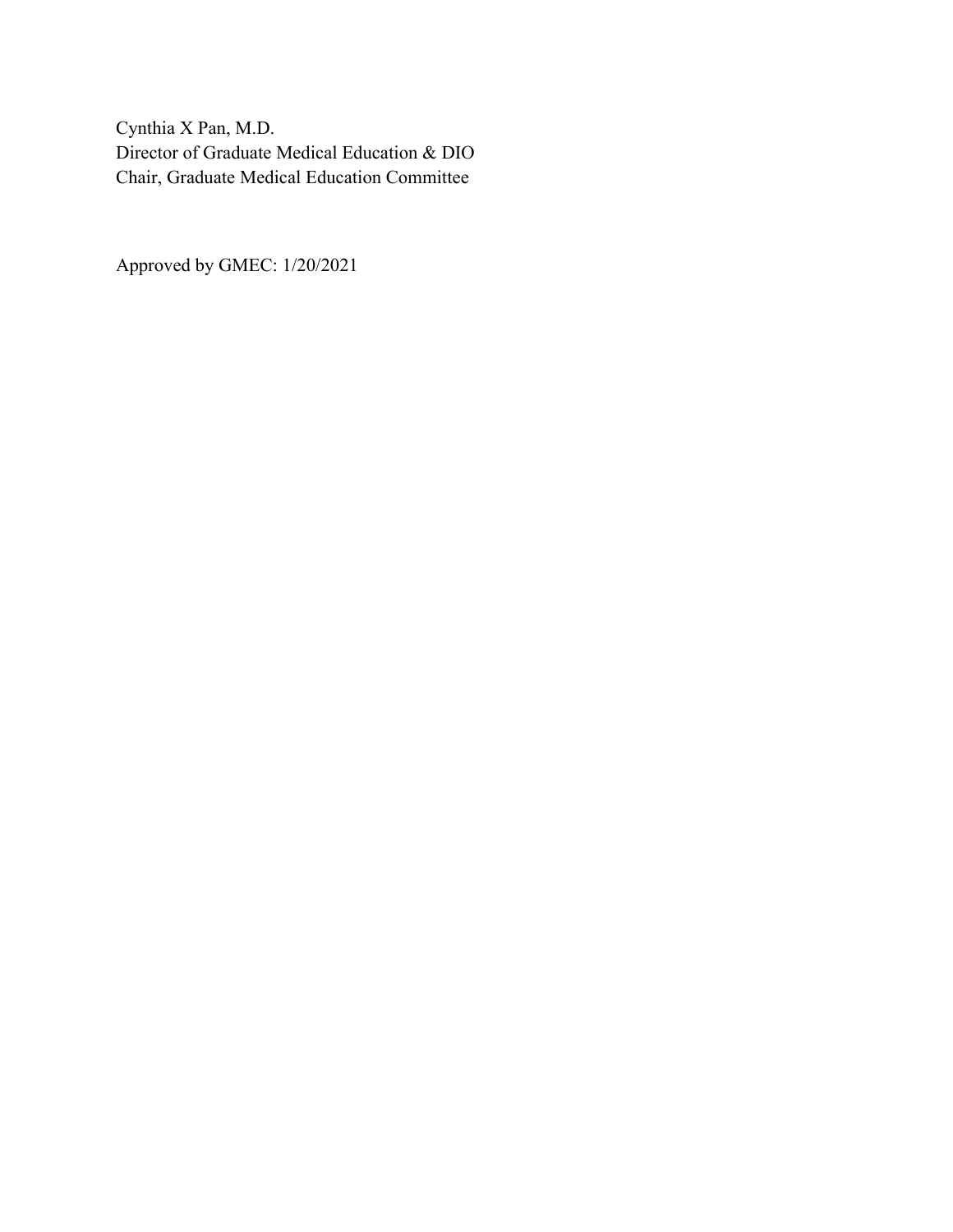Cynthia X Pan, M.D.
Director of Graduate Medical Education & DIO
Chair, Graduate Medical Education Committee

Approved by GMEC: 1/20/2021